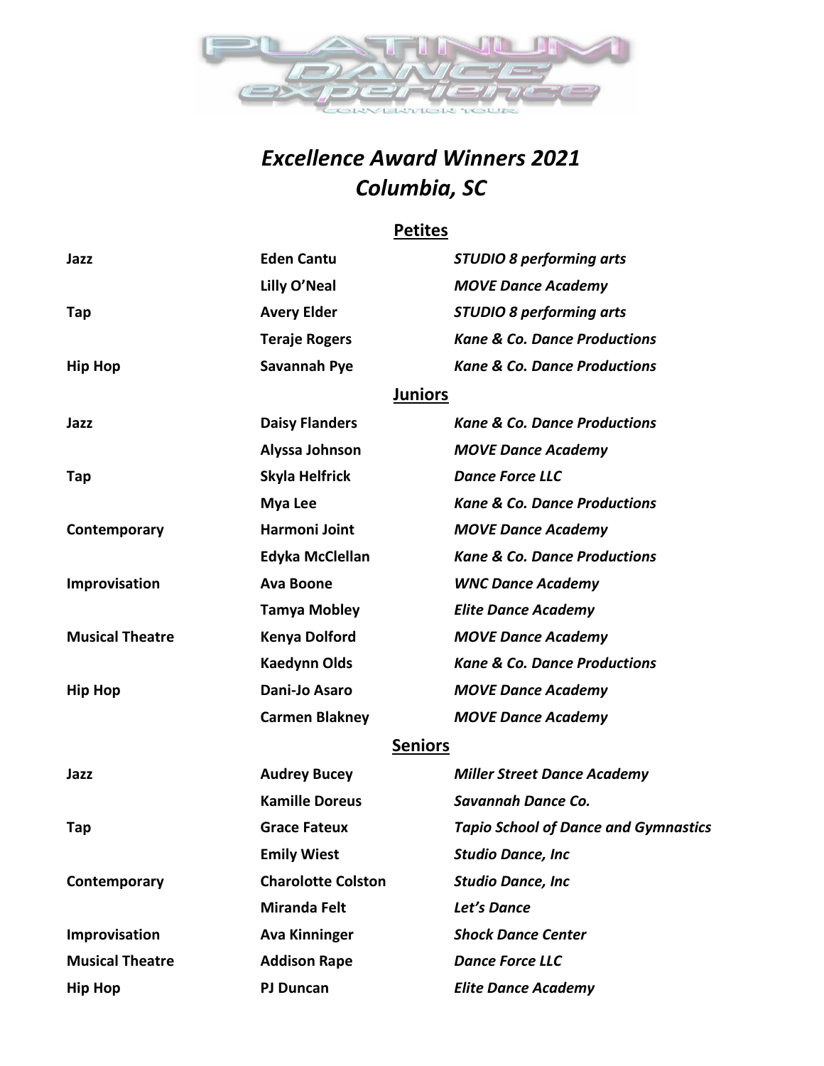# *Excellence Award Winners 2021*
# *Columbia, SC*

## Petites

| | | |
|---|---|---|
| **Jazz** | **Eden Cantu** | ***STUDIO 8 performing arts*** |
| | **Lilly O'Neal** | ***MOVE Dance Academy*** |
| **Tap** | **Avery Elder** | ***STUDIO 8 performing arts*** |
| | **Teraje Rogers** | ***Kane & Co. Dance Productions*** |
| **Hip Hop** | **Savannah Pye** | ***Kane & Co. Dance Productions*** |

## Juniors

| | | |
|---|---|---|
| **Jazz** | **Daisy Flanders** | ***Kane & Co. Dance Productions*** |
| | **Alyssa Johnson** | ***MOVE Dance Academy*** |
| **Tap** | **Skyla Helfrick** | ***Dance Force LLC*** |
| | **Mya Lee** | ***Kane & Co. Dance Productions*** |
| **Contemporary** | **Harmoni Joint** | ***MOVE Dance Academy*** |
| | **Edyka McClellan** | ***Kane & Co. Dance Productions*** |
| **Improvisation** | **Ava Boone** | ***WNC Dance Academy*** |
| | **Tamya Mobley** | ***Elite Dance Academy*** |
| **Musical Theatre** | **Kenya Dolford** | ***MOVE Dance Academy*** |
| | **Kaedynn Olds** | ***Kane & Co. Dance Productions*** |
| **Hip Hop** | **Dani-Jo Asaro** | ***MOVE Dance Academy*** |
| | **Carmen Blakney** | ***MOVE Dance Academy*** |

## Seniors

| | | |
|---|---|---|
| **Jazz** | **Audrey Bucey** | ***Miller Street Dance Academy*** |
| | **Kamille Doreus** | ***Savannah Dance Co.*** |
| **Tap** | **Grace Fateux** | ***Tapio School of Dance and Gymnastics*** |
| | **Emily Wiest** | ***Studio Dance, Inc*** |
| **Contemporary** | **Charolotte Colston** | ***Studio Dance, Inc*** |
| | **Miranda Felt** | ***Let's Dance*** |
| **Improvisation** | **Ava Kinninger** | ***Shock Dance Center*** |
| **Musical Theatre** | **Addison Rape** | ***Dance Force LLC*** |
| **Hip Hop** | **PJ Duncan** | ***Elite Dance Academy*** |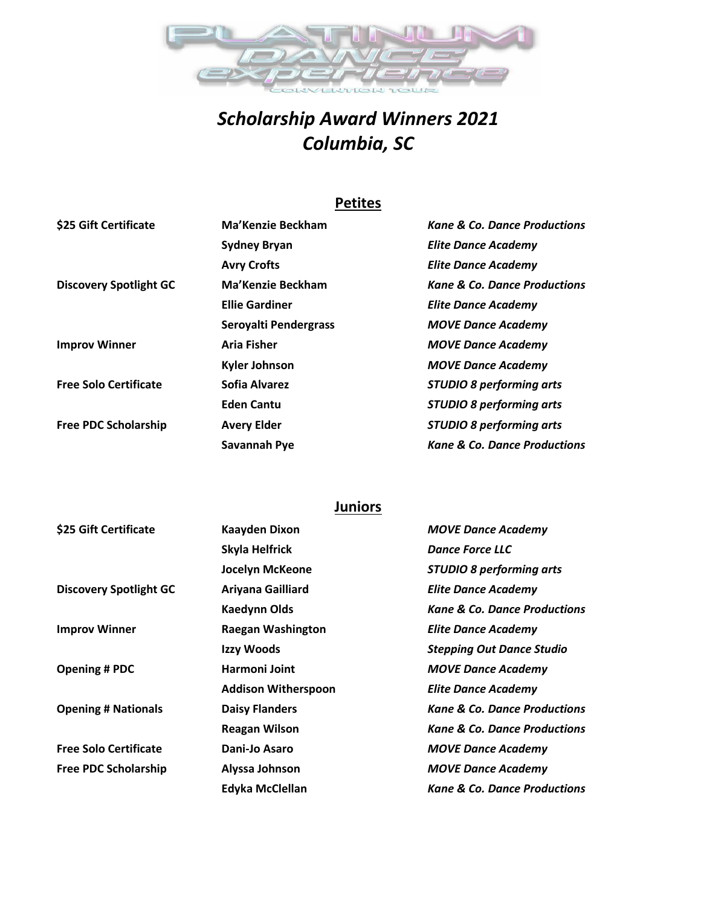# *Scholarship Award Winners 2021*
# *Columbia, SC*

## Petites

| Award | Name | Studio |
|---|---|---|
| **$25 Gift Certificate** | **Ma'Kenzie Beckham** | ***Kane & Co. Dance Productions*** |
| | **Sydney Bryan** | ***Elite Dance Academy*** |
| | **Avry Crofts** | ***Elite Dance Academy*** |
| **Discovery Spotlight GC** | **Ma'Kenzie Beckham** | ***Kane & Co. Dance Productions*** |
| | **Ellie Gardiner** | ***Elite Dance Academy*** |
| | **Seroyalti Pendergrass** | ***MOVE Dance Academy*** |
| **Improv Winner** | **Aria Fisher** | ***MOVE Dance Academy*** |
| | **Kyler Johnson** | ***MOVE Dance Academy*** |
| **Free Solo Certificate** | **Sofia Alvarez** | ***STUDIO 8 performing arts*** |
| | **Eden Cantu** | ***STUDIO 8 performing arts*** |
| **Free PDC Scholarship** | **Avery Elder** | ***STUDIO 8 performing arts*** |
| | **Savannah Pye** | ***Kane & Co. Dance Productions*** |

## Juniors

| Award | Name | Studio |
|---|---|---|
| **$25 Gift Certificate** | **Kaayden Dixon** | ***MOVE Dance Academy*** |
| | **Skyla Helfrick** | ***Dance Force LLC*** |
| | **Jocelyn McKeone** | ***STUDIO 8 performing arts*** |
| **Discovery Spotlight GC** | **Ariyana Gailliard** | ***Elite Dance Academy*** |
| | **Kaedynn Olds** | ***Kane & Co. Dance Productions*** |
| **Improv Winner** | **Raegan Washington** | ***Elite Dance Academy*** |
| | **Izzy Woods** | ***Stepping Out Dance Studio*** |
| **Opening # PDC** | **Harmoni Joint** | ***MOVE Dance Academy*** |
| | **Addison Witherspoon** | ***Elite Dance Academy*** |
| **Opening # Nationals** | **Daisy Flanders** | ***Kane & Co. Dance Productions*** |
| | **Reagan Wilson** | ***Kane & Co. Dance Productions*** |
| **Free Solo Certificate** | **Dani-Jo Asaro** | ***MOVE Dance Academy*** |
| **Free PDC Scholarship** | **Alyssa Johnson** | ***MOVE Dance Academy*** |
| | **Edyka McClellan** | ***Kane & Co. Dance Productions*** |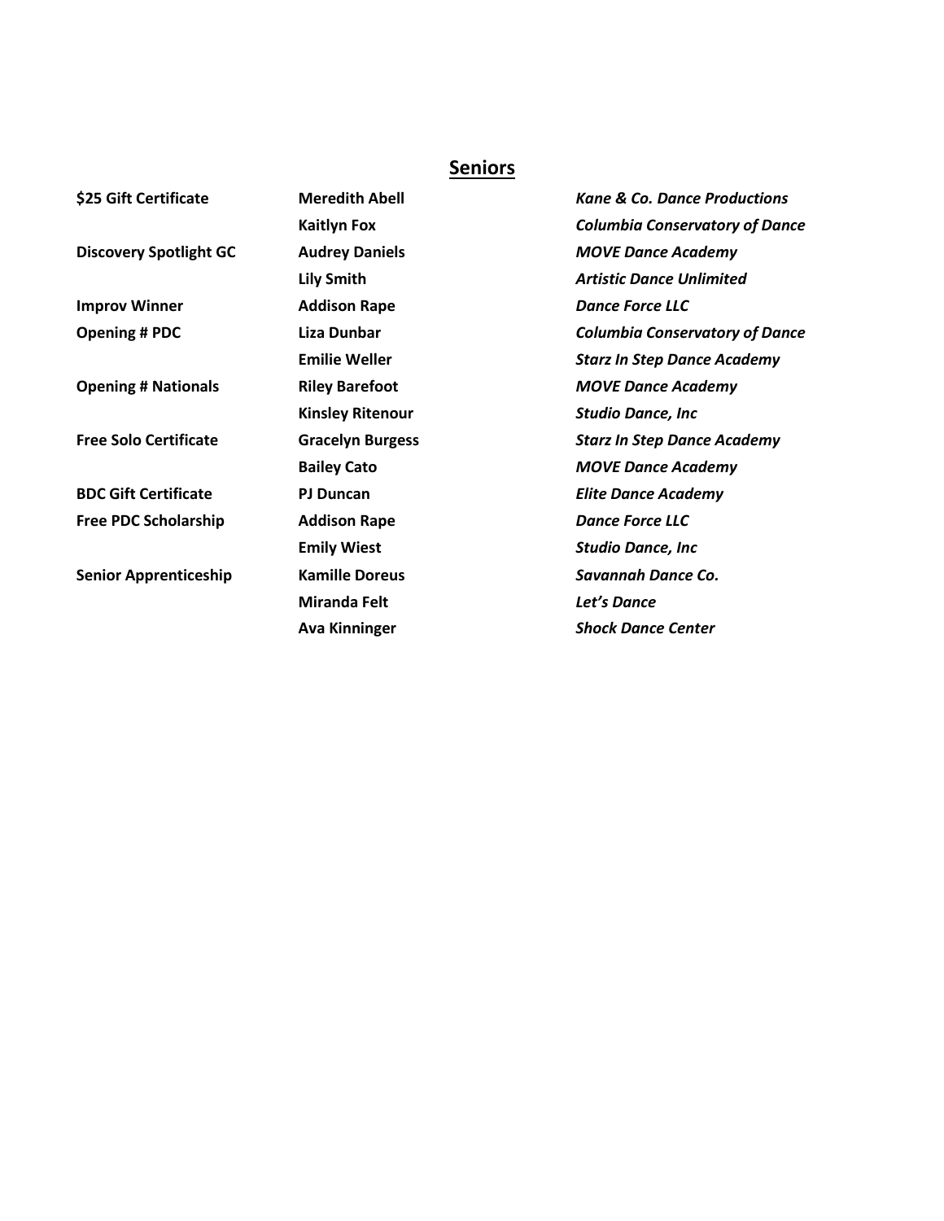## Seniors

| | | |
|---|---|---|
| **$25 Gift Certificate** | **Meredith Abell** | ***Kane & Co. Dance Productions*** |
| | **Kaitlyn Fox** | ***Columbia Conservatory of Dance*** |
| **Discovery Spotlight GC** | **Audrey Daniels** | ***MOVE Dance Academy*** |
| | **Lily Smith** | ***Artistic Dance Unlimited*** |
| **Improv Winner** | **Addison Rape** | ***Dance Force LLC*** |
| **Opening # PDC** | **Liza Dunbar** | ***Columbia Conservatory of Dance*** |
| | **Emilie Weller** | ***Starz In Step Dance Academy*** |
| **Opening # Nationals** | **Riley Barefoot** | ***MOVE Dance Academy*** |
| | **Kinsley Ritenour** | ***Studio Dance, Inc*** |
| **Free Solo Certificate** | **Gracelyn Burgess** | ***Starz In Step Dance Academy*** |
| | **Bailey Cato** | ***MOVE Dance Academy*** |
| **BDC Gift Certificate** | **PJ Duncan** | ***Elite Dance Academy*** |
| **Free PDC Scholarship** | **Addison Rape** | ***Dance Force LLC*** |
| | **Emily Wiest** | ***Studio Dance, Inc*** |
| **Senior Apprenticeship** | **Kamille Doreus** | ***Savannah Dance Co.*** |
| | **Miranda Felt** | ***Let's Dance*** |
| | **Ava Kinninger** | ***Shock Dance Center*** |